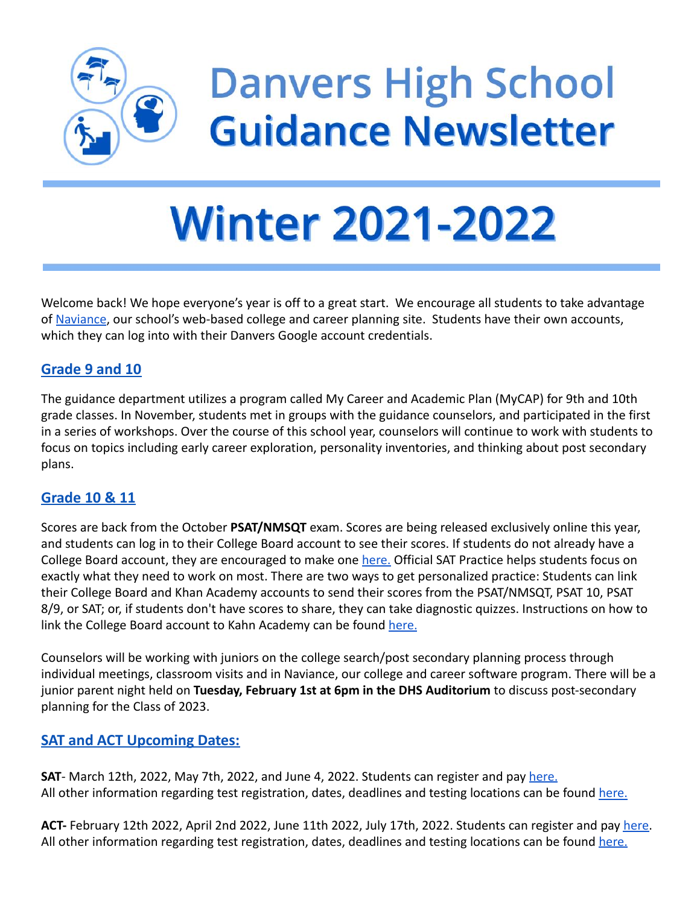# Danvers High School Guidance Newsletter

# Winter 2021-2022

Welcome back! We hope everyone's year is off to a great start. We encourage all students to take advantage of Naviance, our school's web-based college and career planning site. Students have their own accounts, which they can log into with their Danvers Google account credentials.

## Grade 9 and 10

The guidance department utilizes a program called My Career and Academic Plan (MyCAP) for 9th and 10th grade classes. In November, students met in groups with the guidance counselors, and participated in the first in a series of workshops. Over the course of this school year, counselors will continue to work with students to focus on topics including early career exploration, personality inventories, and thinking about post secondary plans.

## Grade 10 & 11

Scores are back from the October **PSAT/NMSQT** exam. Scores are being released exclusively online this year, and students can log in to their College Board account to see their scores. If students do not already have a College Board account, they are encouraged to make one here. Official SAT Practice helps students focus on exactly what they need to work on most. There are two ways to get personalized practice: Students can link their College Board and Khan Academy accounts to send their scores from the PSAT/NMSQT, PSAT 10, PSAT 8/9, or SAT; or, if students don't have scores to share, they can take diagnostic quizzes. Instructions on how to link the College Board account to Kahn Academy can be found here.

Counselors will be working with juniors on the college search/post secondary planning process through individual meetings, classroom visits and in Naviance, our college and career software program. There will be a junior parent night held on **Tuesday, February 1st at 6pm in the DHS Auditorium** to discuss post-secondary planning for the Class of 2023.

## SAT and ACT Upcoming Dates:

**SAT**- March 12th, 2022, May 7th, 2022, and June 4, 2022. Students can register and pay here.
All other information regarding test registration, dates, deadlines and testing locations can be found here.

**ACT-** February 12th 2022, April 2nd 2022, June 11th 2022, July 17th, 2022. Students can register and pay here.
All other information regarding test registration, dates, deadlines and testing locations can be found here.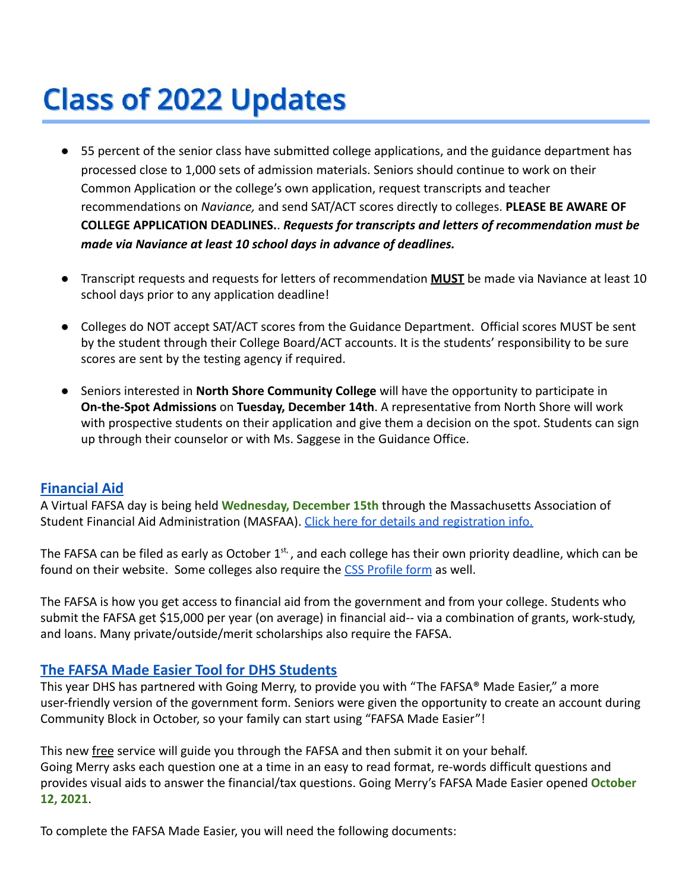# Class of 2022 Updates

- 55 percent of the senior class have submitted college applications, and the guidance department has processed close to 1,000 sets of admission materials. Seniors should continue to work on their Common Application or the college's own application, request transcripts and teacher recommendations on *Naviance,* and send SAT/ACT scores directly to colleges. **PLEASE BE AWARE OF COLLEGE APPLICATION DEADLINES.**. ***Requests for transcripts and letters of recommendation must be made via Naviance at least 10 school days in advance of deadlines.***

- Transcript requests and requests for letters of recommendation **MUST** be made via Naviance at least 10 school days prior to any application deadline!

- Colleges do NOT accept SAT/ACT scores from the Guidance Department. Official scores MUST be sent by the student through their College Board/ACT accounts. It is the students' responsibility to be sure scores are sent by the testing agency if required.

- Seniors interested in **North Shore Community College** will have the opportunity to participate in **On-the-Spot Admissions** on **Tuesday, December 14th**. A representative from North Shore will work with prospective students on their application and give them a decision on the spot. Students can sign up through their counselor or with Ms. Saggese in the Guidance Office.

## Financial Aid

A Virtual FAFSA day is being held **Wednesday, December 15th** through the Massachusetts Association of Student Financial Aid Administration (MASFAA). Click here for details and registration info.

The FAFSA can be filed as early as October 1st, , and each college has their own priority deadline, which can be found on their website. Some colleges also require the CSS Profile form as well.

The FAFSA is how you get access to financial aid from the government and from your college. Students who submit the FAFSA get $15,000 per year (on average) in financial aid-- via a combination of grants, work-study, and loans. Many private/outside/merit scholarships also require the FAFSA.

## The FAFSA Made Easier Tool for DHS Students

This year DHS has partnered with Going Merry, to provide you with "The FAFSA® Made Easier," a more user-friendly version of the government form. Seniors were given the opportunity to create an account during Community Block in October, so your family can start using "FAFSA Made Easier"!

This new free service will guide you through the FAFSA and then submit it on your behalf. Going Merry asks each question one at a time in an easy to read format, re-words difficult questions and provides visual aids to answer the financial/tax questions. Going Merry's FAFSA Made Easier opened **October 12, 2021**.

To complete the FAFSA Made Easier, you will need the following documents: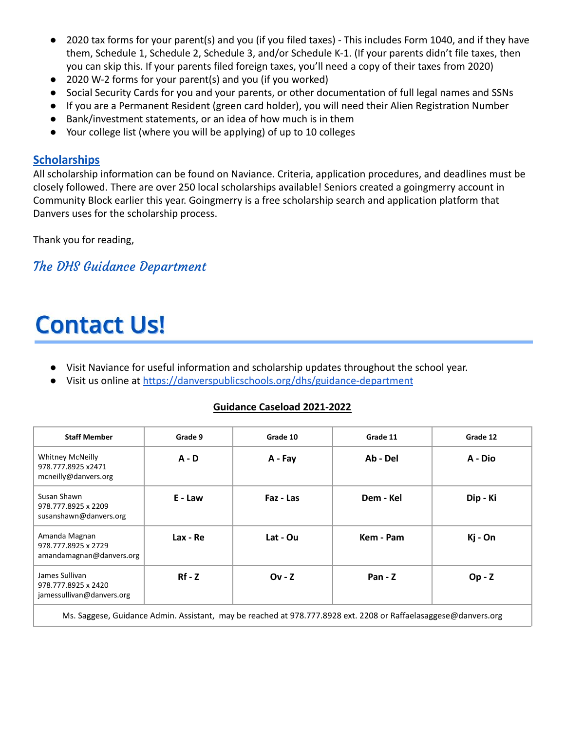- 2020 tax forms for your parent(s) and you (if you filed taxes) - This includes Form 1040, and if they have them, Schedule 1, Schedule 2, Schedule 3, and/or Schedule K-1. (If your parents didn't file taxes, then you can skip this. If your parents filed foreign taxes, you'll need a copy of their taxes from 2020)
- 2020 W-2 forms for your parent(s) and you (if you worked)
- Social Security Cards for you and your parents, or other documentation of full legal names and SSNs
- If you are a Permanent Resident (green card holder), you will need their Alien Registration Number
- Bank/investment statements, or an idea of how much is in them
- Your college list (where you will be applying) of up to 10 colleges

## Scholarships

All scholarship information can be found on Naviance. Criteria, application procedures, and deadlines must be closely followed. There are over 250 local scholarships available! Seniors created a goingmerry account in Community Block earlier this year. Goingmerry is a free scholarship search and application platform that Danvers uses for the scholarship process.

Thank you for reading,

*The DHS Guidance Department*

# Contact Us!

- Visit Naviance for useful information and scholarship updates throughout the school year.
- Visit us online at [https://danverspublicschools.org/dhs/guidance-department](https://danverspublicschools.org/dhs/guidance-department)

**Guidance Caseload 2021-2022**

| Staff Member | Grade 9 | Grade 10 | Grade 11 | Grade 12 |
|---|---|---|---|---|
| Whitney McNeilly 978.777.8925 x2471 mcneilly@danvers.org | **A - D** | **A - Fay** | **Ab - Del** | **A - Dio** |
| Susan Shawn 978.777.8925 x 2209 susanshawn@danvers.org | **E - Law** | **Faz - Las** | **Dem - Kel** | **Dip - Ki** |
| Amanda Magnan 978.777.8925 x 2729 amandamagnan@danvers.org | **Lax - Re** | **Lat - Ou** | **Kem - Pam** | **Kj - On** |
| James Sullivan 978.777.8925 x 2420 jamessullivan@danvers.org | **Rf - Z** | **Ov - Z** | **Pan - Z** | **Op - Z** |
| Ms. Saggese, Guidance Admin. Assistant, may be reached at 978.777.8928 ext. 2208 or Raffaelasaggese@danvers.org | | | | |